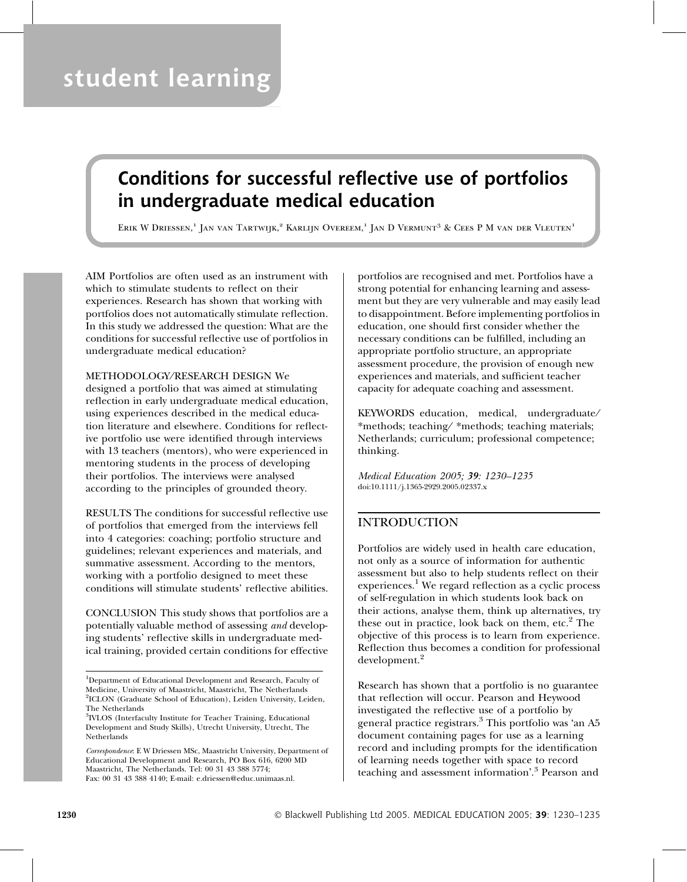student learning

# Conditions for successful reflective use of portfolios in undergraduate medical education

Erik W Driessen,[1] Jan van Tartwijk,[2] Karlijn Overeem,[1] Jan D Vermunt[3] & Cees P M van der Vleuten[1]

AIM Portfolios are often used as an instrument with which to stimulate students to reflect on their experiences. Research has shown that working with portfolios does not automatically stimulate reflection. In this study we addressed the question: What are the conditions for successful reflective use of portfolios in undergraduate medical education?

METHODOLOGY/RESEARCH DESIGN We designed a portfolio that was aimed at stimulating reflection in early undergraduate medical education, using experiences described in the medical education literature and elsewhere. Conditions for reflective portfolio use were identified through interviews with 13 teachers (mentors), who were experienced in mentoring students in the process of developing their portfolios. The interviews were analysed according to the principles of grounded theory.

RESULTS The conditions for successful reflective use of portfolios that emerged from the interviews fell into 4 categories: coaching; portfolio structure and guidelines; relevant experiences and materials, and summative assessment. According to the mentors, working with a portfolio designed to meet these conditions will stimulate students' reflective abilities.

CONCLUSION This study shows that portfolios are a potentially valuable method of assessing *and* developing students' reflective skills in undergraduate medical training, provided certain conditions for effective portfolios are recognised and met. Portfolios have a strong potential for enhancing learning and assessment but they are very vulnerable and may easily lead to disappointment. Before implementing portfolios in education, one should first consider whether the necessary conditions can be fulfilled, including an appropriate portfolio structure, an appropriate assessment procedure, the provision of enough new experiences and materials, and sufficient teacher capacity for adequate coaching and assessment.

KEYWORDS education, medical, undergraduate/ *methods; teaching/ *methods; teaching materials; Netherlands; curriculum; professional competence; thinking.

*Medical Education 2005; **39**: 1230–1235*
doi:10.1111/j.1365-2929.2005.02337.x

[1]Department of Educational Development and Research, Faculty of Medicine, University of Maastricht, Maastricht, The Netherlands
[2]ICLON (Graduate School of Education), Leiden University, Leiden, The Netherlands
[3]IVLOS (Interfaculty Institute for Teacher Training, Educational Development and Study Skills), Utrecht University, Utrecht, The Netherlands

*Correspondence*: E W Driessen MSc, Maastricht University, Department of Educational Development and Research, PO Box 616, 6200 MD Maastricht, The Netherlands. Tel: 00 31 43 388 5774; Fax: 00 31 43 388 4140; E-mail: e.driessen@educ.unimaas.nl.

## INTRODUCTION

Portfolios are widely used in health care education, not only as a source of information for authentic assessment but also to help students reflect on their experiences.[1] We regard reflection as a cyclic process of self-regulation in which students look back on their actions, analyse them, think up alternatives, try these out in practice, look back on them, etc.[2] The objective of this process is to learn from experience. Reflection thus becomes a condition for professional development.[2]

Research has shown that a portfolio is no guarantee that reflection will occur. Pearson and Heywood investigated the reflective use of a portfolio by general practice registrars.[3] This portfolio was 'an A5 document containing pages for use as a learning record and including prompts for the identification of learning needs together with space to record teaching and assessment information'.[3] Pearson and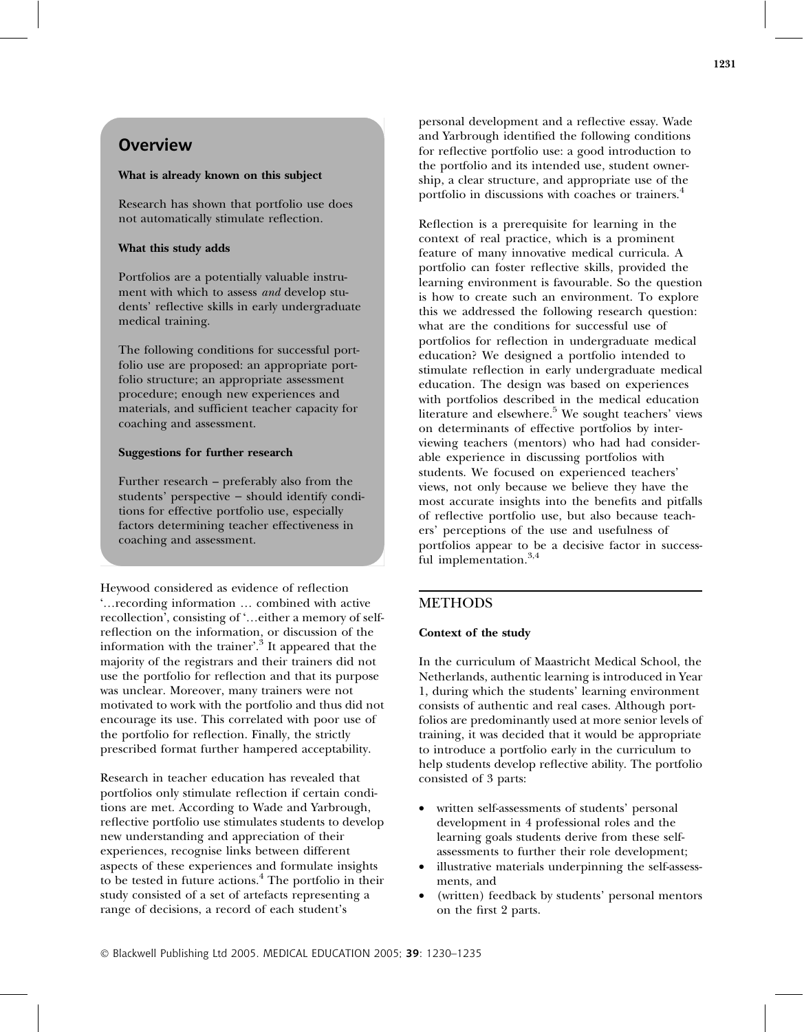## Overview

**What is already known on this subject**

Research has shown that portfolio use does not automatically stimulate reflection.

**What this study adds**

Portfolios are a potentially valuable instrument with which to assess *and* develop students' reflective skills in early undergraduate medical training.

The following conditions for successful portfolio use are proposed: an appropriate portfolio structure; an appropriate assessment procedure; enough new experiences and materials, and sufficient teacher capacity for coaching and assessment.

**Suggestions for further research**

Further research – preferably also from the students' perspective – should identify conditions for effective portfolio use, especially factors determining teacher effectiveness in coaching and assessment.

Heywood considered as evidence of reflection '…recording information … combined with active recollection', consisting of '…either a memory of self-reflection on the information, or discussion of the information with the trainer'.[3] It appeared that the majority of the registrars and their trainers did not use the portfolio for reflection and that its purpose was unclear. Moreover, many trainers were not motivated to work with the portfolio and thus did not encourage its use. This correlated with poor use of the portfolio for reflection. Finally, the strictly prescribed format further hampered acceptability.

Research in teacher education has revealed that portfolios only stimulate reflection if certain conditions are met. According to Wade and Yarbrough, reflective portfolio use stimulates students to develop new understanding and appreciation of their experiences, recognise links between different aspects of these experiences and formulate insights to be tested in future actions.[4] The portfolio in their study consisted of a set of artefacts representing a range of decisions, a record of each student's personal development and a reflective essay. Wade and Yarbrough identified the following conditions for reflective portfolio use: a good introduction to the portfolio and its intended use, student ownership, a clear structure, and appropriate use of the portfolio in discussions with coaches or trainers.[4]

Reflection is a prerequisite for learning in the context of real practice, which is a prominent feature of many innovative medical curricula. A portfolio can foster reflective skills, provided the learning environment is favourable. So the question is how to create such an environment. To explore this we addressed the following research question: what are the conditions for successful use of portfolios for reflection in undergraduate medical education? We designed a portfolio intended to stimulate reflection in early undergraduate medical education. The design was based on experiences with portfolios described in the medical education literature and elsewhere.[5] We sought teachers' views on determinants of effective portfolios by interviewing teachers (mentors) who had had considerable experience in discussing portfolios with students. We focused on experienced teachers' views, not only because we believe they have the most accurate insights into the benefits and pitfalls of reflective portfolio use, but also because teachers' perceptions of the use and usefulness of portfolios appear to be a decisive factor in successful implementation.[3,4]

## METHODS

### Context of the study

In the curriculum of Maastricht Medical School, the Netherlands, authentic learning is introduced in Year 1, during which the students' learning environment consists of authentic and real cases. Although portfolios are predominantly used at more senior levels of training, it was decided that it would be appropriate to introduce a portfolio early in the curriculum to help students develop reflective ability. The portfolio consisted of 3 parts:

- written self-assessments of students' personal development in 4 professional roles and the learning goals students derive from these self-assessments to further their role development;
- illustrative materials underpinning the self-assessments, and
- (written) feedback by students' personal mentors on the first 2 parts.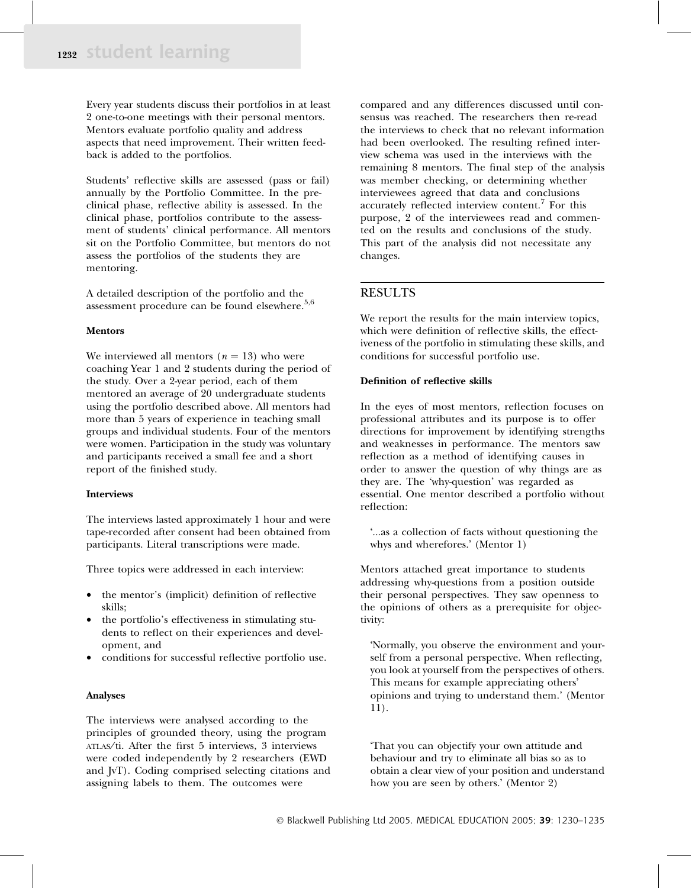Every year students discuss their portfolios in at least 2 one-to-one meetings with their personal mentors. Mentors evaluate portfolio quality and address aspects that need improvement. Their written feedback is added to the portfolios.

Students' reflective skills are assessed (pass or fail) annually by the Portfolio Committee. In the pre-clinical phase, reflective ability is assessed. In the clinical phase, portfolios contribute to the assessment of students' clinical performance. All mentors sit on the Portfolio Committee, but mentors do not assess the portfolios of the students they are mentoring.

A detailed description of the portfolio and the assessment procedure can be found elsewhere.[5,6]

**Mentors**

We interviewed all mentors ($n = 13$) who were coaching Year 1 and 2 students during the period of the study. Over a 2-year period, each of them mentored an average of 20 undergraduate students using the portfolio described above. All mentors had more than 5 years of experience in teaching small groups and individual students. Four of the mentors were women. Participation in the study was voluntary and participants received a small fee and a short report of the finished study.

**Interviews**

The interviews lasted approximately 1 hour and were tape-recorded after consent had been obtained from participants. Literal transcriptions were made.

Three topics were addressed in each interview:

- the mentor's (implicit) definition of reflective skills;
- the portfolio's effectiveness in stimulating students to reflect on their experiences and development, and
- conditions for successful reflective portfolio use.

**Analyses**

The interviews were analysed according to the principles of grounded theory, using the program ATLAS/ti. After the first 5 interviews, 3 interviews were coded independently by 2 researchers (EWD and JvT). Coding comprised selecting citations and assigning labels to them. The outcomes were compared and any differences discussed until consensus was reached. The researchers then re-read the interviews to check that no relevant information had been overlooked. The resulting refined interview schema was used in the interviews with the remaining 8 mentors. The final step of the analysis was member checking, or determining whether interviewees agreed that data and conclusions accurately reflected interview content.[7] For this purpose, 2 of the interviewees read and commented on the results and conclusions of the study. This part of the analysis did not necessitate any changes.

## RESULTS

We report the results for the main interview topics, which were definition of reflective skills, the effectiveness of the portfolio in stimulating these skills, and conditions for successful portfolio use.

**Definition of reflective skills**

In the eyes of most mentors, reflection focuses on professional attributes and its purpose is to offer directions for improvement by identifying strengths and weaknesses in performance. The mentors saw reflection as a method of identifying causes in order to answer the question of why things are as they are. The 'why-question' was regarded as essential. One mentor described a portfolio without reflection:

> '...as a collection of facts without questioning the whys and wherefores.' (Mentor 1)

Mentors attached great importance to students addressing why-questions from a position outside their personal perspectives. They saw openness to the opinions of others as a prerequisite for objectivity:

> 'Normally, you observe the environment and yourself from a personal perspective. When reflecting, you look at yourself from the perspectives of others. This means for example appreciating others' opinions and trying to understand them.' (Mentor 11).

> 'That you can objectify your own attitude and behaviour and try to eliminate all bias so as to obtain a clear view of your position and understand how you are seen by others.' (Mentor 2)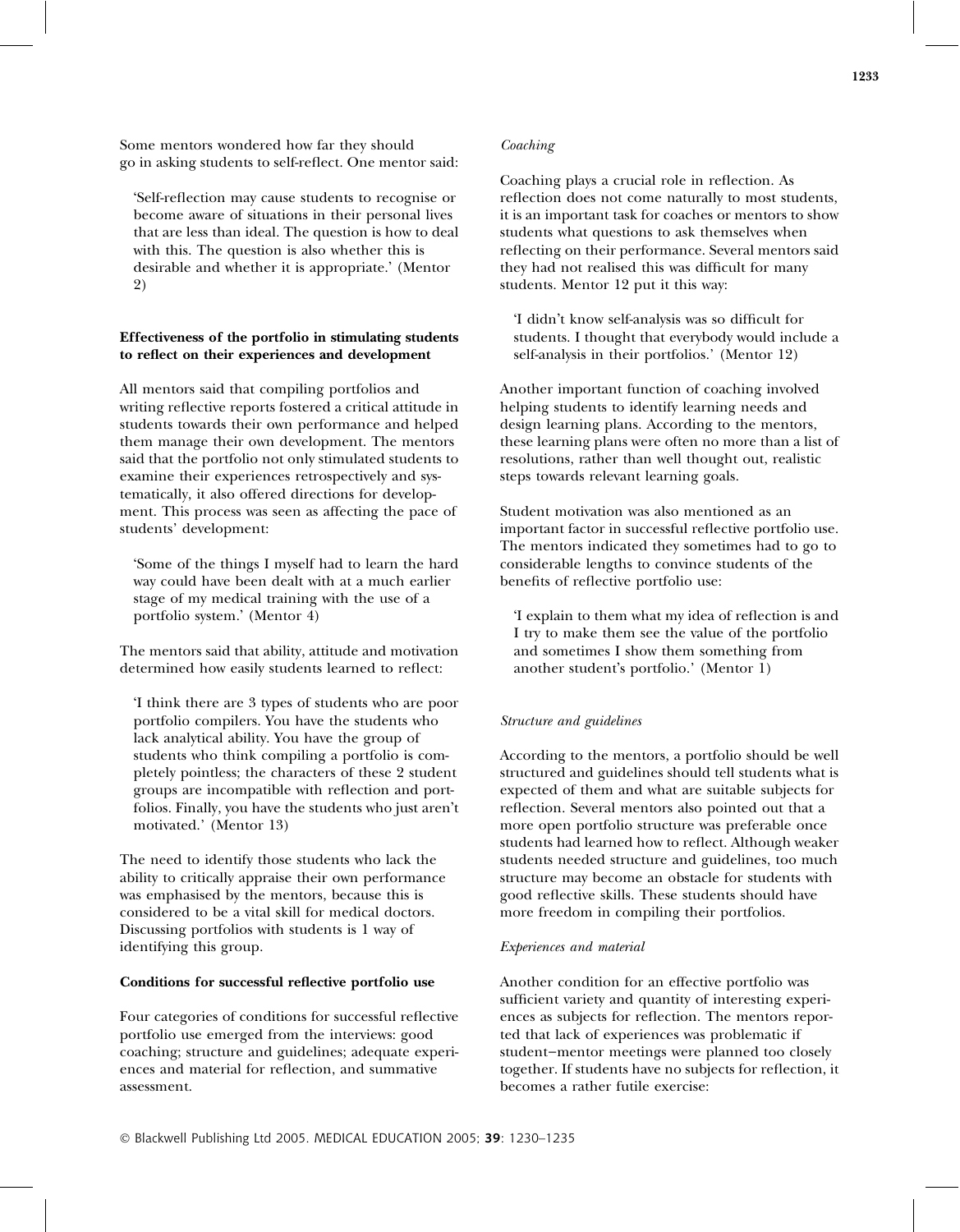Some mentors wondered how far they should go in asking students to self-reflect. One mentor said:

> 'Self-reflection may cause students to recognise or become aware of situations in their personal lives that are less than ideal. The question is how to deal with this. The question is also whether this is desirable and whether it is appropriate.' (Mentor 2)

**Effectiveness of the portfolio in stimulating students to reflect on their experiences and development**

All mentors said that compiling portfolios and writing reflective reports fostered a critical attitude in students towards their own performance and helped them manage their own development. The mentors said that the portfolio not only stimulated students to examine their experiences retrospectively and systematically, it also offered directions for development. This process was seen as affecting the pace of students' development:

> 'Some of the things I myself had to learn the hard way could have been dealt with at a much earlier stage of my medical training with the use of a portfolio system.' (Mentor 4)

The mentors said that ability, attitude and motivation determined how easily students learned to reflect:

> 'I think there are 3 types of students who are poor portfolio compilers. You have the students who lack analytical ability. You have the group of students who think compiling a portfolio is completely pointless; the characters of these 2 student groups are incompatible with reflection and portfolios. Finally, you have the students who just aren't motivated.' (Mentor 13)

The need to identify those students who lack the ability to critically appraise their own performance was emphasised by the mentors, because this is considered to be a vital skill for medical doctors. Discussing portfolios with students is 1 way of identifying this group.

**Conditions for successful reflective portfolio use**

Four categories of conditions for successful reflective portfolio use emerged from the interviews: good coaching; structure and guidelines; adequate experiences and material for reflection, and summative assessment.

*Coaching*

Coaching plays a crucial role in reflection. As reflection does not come naturally to most students, it is an important task for coaches or mentors to show students what questions to ask themselves when reflecting on their performance. Several mentors said they had not realised this was difficult for many students. Mentor 12 put it this way:

> 'I didn't know self-analysis was so difficult for students. I thought that everybody would include a self-analysis in their portfolios.' (Mentor 12)

Another important function of coaching involved helping students to identify learning needs and design learning plans. According to the mentors, these learning plans were often no more than a list of resolutions, rather than well thought out, realistic steps towards relevant learning goals.

Student motivation was also mentioned as an important factor in successful reflective portfolio use. The mentors indicated they sometimes had to go to considerable lengths to convince students of the benefits of reflective portfolio use:

> 'I explain to them what my idea of reflection is and I try to make them see the value of the portfolio and sometimes I show them something from another student's portfolio.' (Mentor 1)

*Structure and guidelines*

According to the mentors, a portfolio should be well structured and guidelines should tell students what is expected of them and what are suitable subjects for reflection. Several mentors also pointed out that a more open portfolio structure was preferable once students had learned how to reflect. Although weaker students needed structure and guidelines, too much structure may become an obstacle for students with good reflective skills. These students should have more freedom in compiling their portfolios.

*Experiences and material*

Another condition for an effective portfolio was sufficient variety and quantity of interesting experiences as subjects for reflection. The mentors reported that lack of experiences was problematic if student–mentor meetings were planned too closely together. If students have no subjects for reflection, it becomes a rather futile exercise: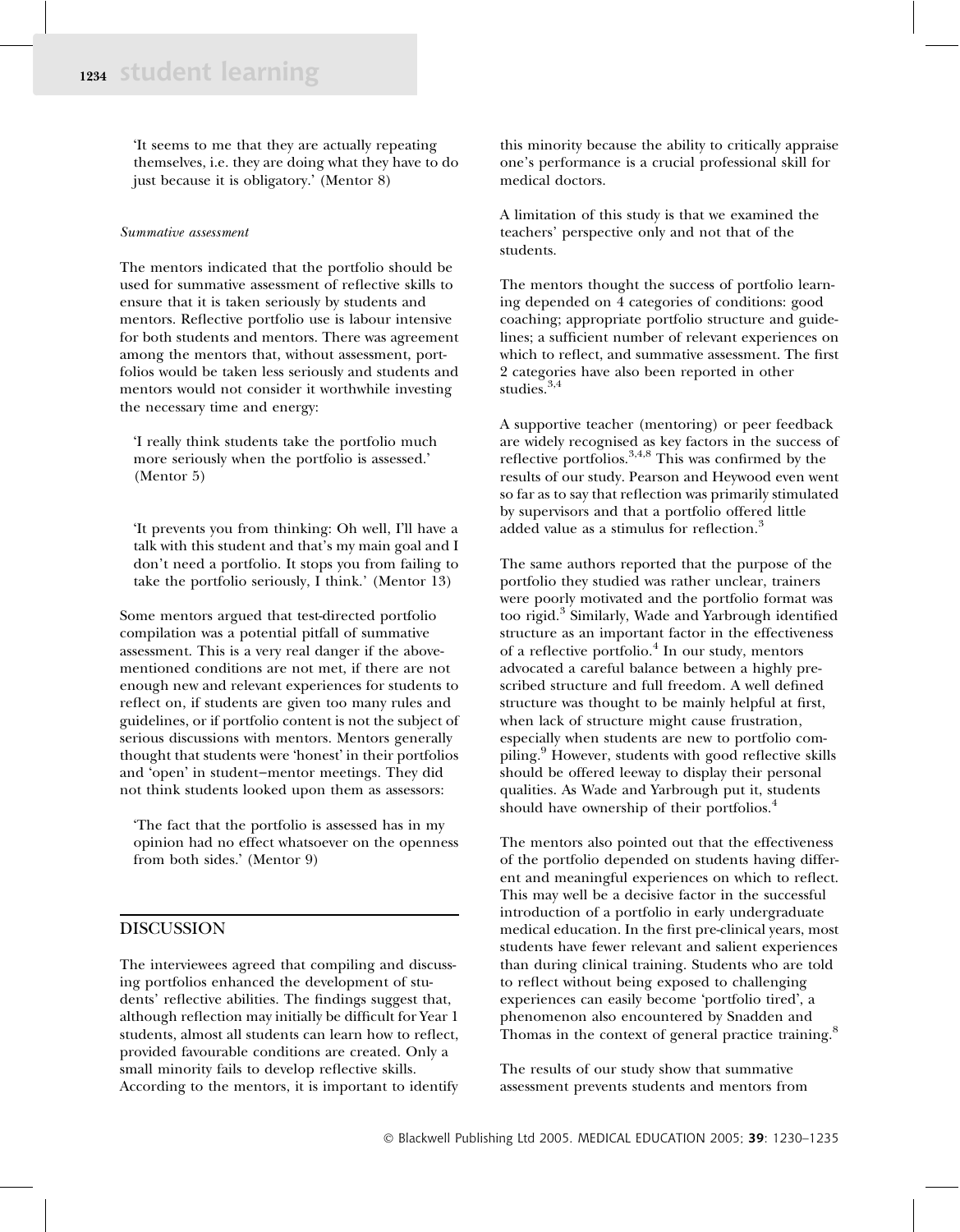> 'It seems to me that they are actually repeating themselves, i.e. they are doing what they have to do just because it is obligatory.' (Mentor 8)

*Summative assessment*

The mentors indicated that the portfolio should be used for summative assessment of reflective skills to ensure that it is taken seriously by students and mentors. Reflective portfolio use is labour intensive for both students and mentors. There was agreement among the mentors that, without assessment, portfolios would be taken less seriously and students and mentors would not consider it worthwhile investing the necessary time and energy:

> 'I really think students take the portfolio much more seriously when the portfolio is assessed.' (Mentor 5)

> 'It prevents you from thinking: Oh well, I'll have a talk with this student and that's my main goal and I don't need a portfolio. It stops you from failing to take the portfolio seriously, I think.' (Mentor 13)

Some mentors argued that test-directed portfolio compilation was a potential pitfall of summative assessment. This is a very real danger if the above-mentioned conditions are not met, if there are not enough new and relevant experiences for students to reflect on, if students are given too many rules and guidelines, or if portfolio content is not the subject of serious discussions with mentors. Mentors generally thought that students were 'honest' in their portfolios and 'open' in student–mentor meetings. They did not think students looked upon them as assessors:

> 'The fact that the portfolio is assessed has in my opinion had no effect whatsoever on the openness from both sides.' (Mentor 9)

## DISCUSSION

The interviewees agreed that compiling and discussing portfolios enhanced the development of students' reflective abilities. The findings suggest that, although reflection may initially be difficult for Year 1 students, almost all students can learn how to reflect, provided favourable conditions are created. Only a small minority fails to develop reflective skills. According to the mentors, it is important to identify this minority because the ability to critically appraise one's performance is a crucial professional skill for medical doctors.

A limitation of this study is that we examined the teachers' perspective only and not that of the students.

The mentors thought the success of portfolio learning depended on 4 categories of conditions: good coaching; appropriate portfolio structure and guidelines; a sufficient number of relevant experiences on which to reflect, and summative assessment. The first 2 categories have also been reported in other studies.[3,4]

A supportive teacher (mentoring) or peer feedback are widely recognised as key factors in the success of reflective portfolios.[3,4,8] This was confirmed by the results of our study. Pearson and Heywood even went so far as to say that reflection was primarily stimulated by supervisors and that a portfolio offered little added value as a stimulus for reflection.[3]

The same authors reported that the purpose of the portfolio they studied was rather unclear, trainers were poorly motivated and the portfolio format was too rigid.[3] Similarly, Wade and Yarbrough identified structure as an important factor in the effectiveness of a reflective portfolio.[4] In our study, mentors advocated a careful balance between a highly prescribed structure and full freedom. A well defined structure was thought to be mainly helpful at first, when lack of structure might cause frustration, especially when students are new to portfolio compiling.[9] However, students with good reflective skills should be offered leeway to display their personal qualities. As Wade and Yarbrough put it, students should have ownership of their portfolios.[4]

The mentors also pointed out that the effectiveness of the portfolio depended on students having different and meaningful experiences on which to reflect. This may well be a decisive factor in the successful introduction of a portfolio in early undergraduate medical education. In the first pre-clinical years, most students have fewer relevant and salient experiences than during clinical training. Students who are told to reflect without being exposed to challenging experiences can easily become 'portfolio tired', a phenomenon also encountered by Snadden and Thomas in the context of general practice training.[8]

The results of our study show that summative assessment prevents students and mentors from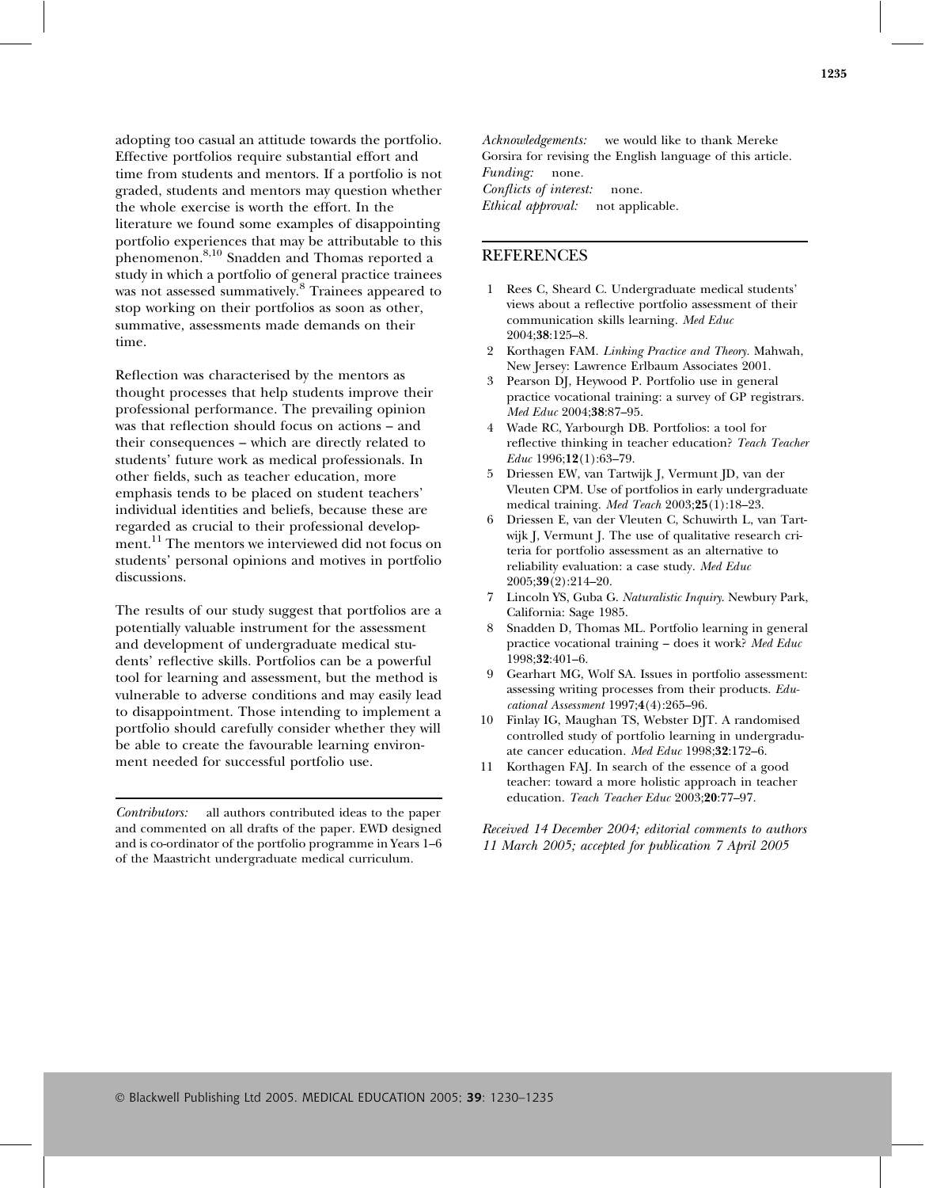adopting too casual an attitude towards the portfolio. Effective portfolios require substantial effort and time from students and mentors. If a portfolio is not graded, students and mentors may question whether the whole exercise is worth the effort. In the literature we found some examples of disappointing portfolio experiences that may be attributable to this phenomenon.[8,10] Snadden and Thomas reported a study in which a portfolio of general practice trainees was not assessed summatively.[8] Trainees appeared to stop working on their portfolios as soon as other, summative, assessments made demands on their time.

Reflection was characterised by the mentors as thought processes that help students improve their professional performance. The prevailing opinion was that reflection should focus on actions – and their consequences – which are directly related to students' future work as medical professionals. In other fields, such as teacher education, more emphasis tends to be placed on student teachers' individual identities and beliefs, because these are regarded as crucial to their professional development.[11] The mentors we interviewed did not focus on students' personal opinions and motives in portfolio discussions.

The results of our study suggest that portfolios are a potentially valuable instrument for the assessment and development of undergraduate medical students' reflective skills. Portfolios can be a powerful tool for learning and assessment, but the method is vulnerable to adverse conditions and may easily lead to disappointment. Those intending to implement a portfolio should carefully consider whether they will be able to create the favourable learning environment needed for successful portfolio use.

*Contributors:* all authors contributed ideas to the paper and commented on all drafts of the paper. EWD designed and is co-ordinator of the portfolio programme in Years 1–6 of the Maastricht undergraduate medical curriculum.

*Acknowledgements:* we would like to thank Mereke Gorsira for revising the English language of this article.
*Funding:* none.
*Conflicts of interest:* none.
*Ethical approval:* not applicable.

## REFERENCES

1. Rees C, Sheard C. Undergraduate medical students' views about a reflective portfolio assessment of their communication skills learning. *Med Educ* 2004;**38**:125–8.
2. Korthagen FAM. *Linking Practice and Theory.* Mahwah, New Jersey: Lawrence Erlbaum Associates 2001.
3. Pearson DJ, Heywood P. Portfolio use in general practice vocational training: a survey of GP registrars. *Med Educ* 2004;**38**:87–95.
4. Wade RC, Yarbourgh DB. Portfolios: a tool for reflective thinking in teacher education? *Teach Teacher Educ* 1996;**12**(1):63–79.
5. Driessen EW, van Tartwijk J, Vermunt JD, van der Vleuten CPM. Use of portfolios in early undergraduate medical training. *Med Teach* 2003;**25**(1):18–23.
6. Driessen E, van der Vleuten C, Schuwirth L, van Tartwijk J, Vermunt J. The use of qualitative research criteria for portfolio assessment as an alternative to reliability evaluation: a case study. *Med Educ* 2005;**39**(2):214–20.
7. Lincoln YS, Guba G. *Naturalistic Inquiry.* Newbury Park, California: Sage 1985.
8. Snadden D, Thomas ML. Portfolio learning in general practice vocational training – does it work? *Med Educ* 1998;**32**:401–6.
9. Gearhart MG, Wolf SA. Issues in portfolio assessment: assessing writing processes from their products. *Educational Assessment* 1997;**4**(4):265–96.
10. Finlay IG, Maughan TS, Webster DJT. A randomised controlled study of portfolio learning in undergraduate cancer education. *Med Educ* 1998;**32**:172–6.
11. Korthagen FAJ. In search of the essence of a good teacher: toward a more holistic approach in teacher education. *Teach Teacher Educ* 2003;**20**:77–97.

*Received 14 December 2004; editorial comments to authors 11 March 2005; accepted for publication 7 April 2005*